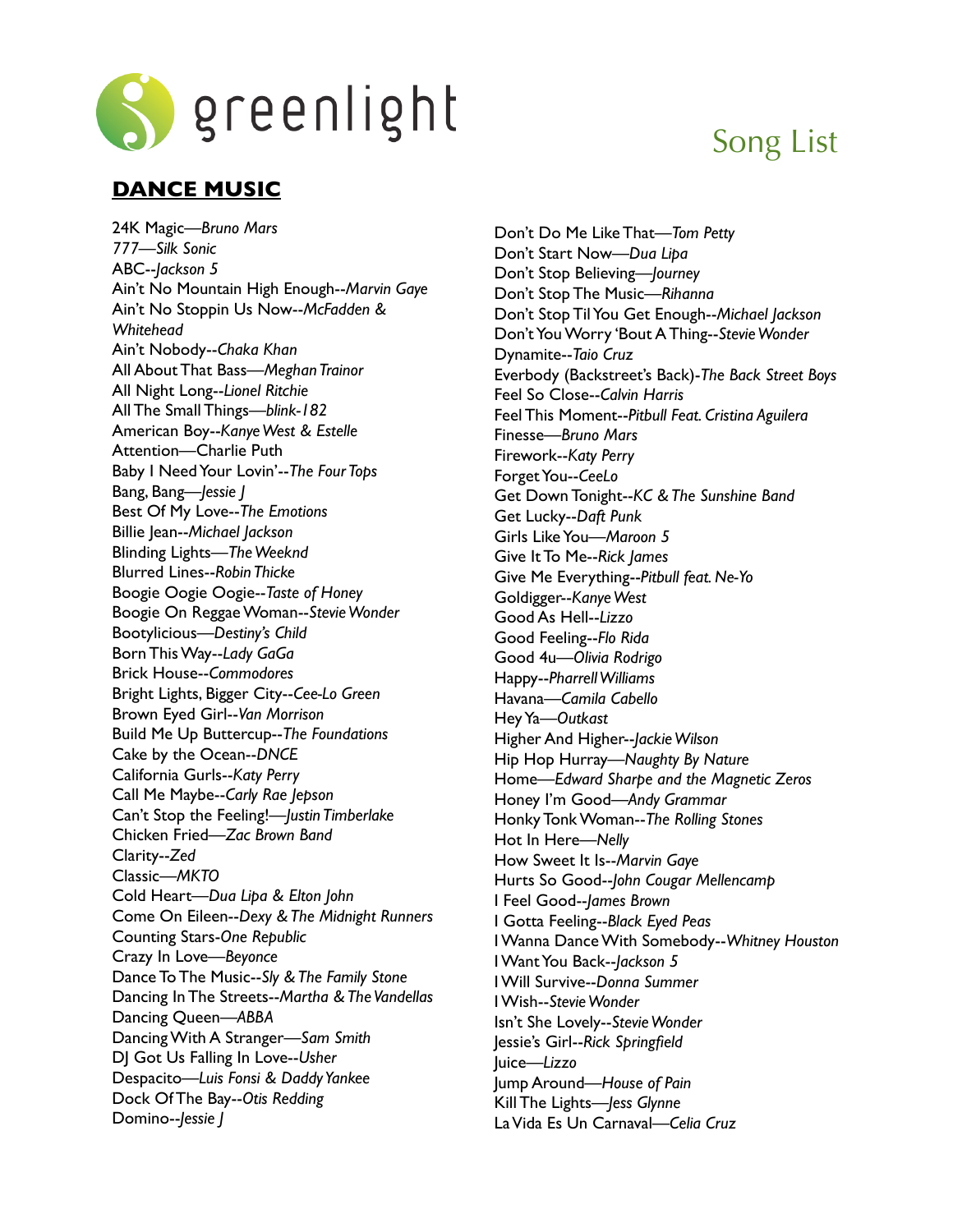greenlight

# Song List

## DANCE MUSIC

24K Magic—*Bruno Mars*
*777—Silk Sonic*
ABC--*Jackson 5*
Ain't No Mountain High Enough--*Marvin Gaye*
Ain't No Stoppin Us Now--*McFadden & Whitehead*
Ain't Nobody--*Chaka Khan*
All About That Bass—*Meghan Trainor*
All Night Long--*Lionel Ritchie*
All The Small Things—*blink-182*
American Boy--*Kanye West & Estelle*
Attention—Charlie Puth
Baby I Need Your Lovin'--*The Four Tops*
Bang, Bang—*Jessie J*
Best Of My Love--*The Emotions*
Billie Jean--*Michael Jackson*
Blinding Lights—*The Weeknd*
Blurred Lines--*Robin Thicke*
Boogie Oogie Oogie--*Taste of Honey*
Boogie On Reggae Woman--*Stevie Wonder*
Bootylicious—*Destiny's Child*
Born This Way--*Lady GaGa*
Brick House--*Commodores*
Bright Lights, Bigger City--*Cee-Lo Green*
Brown Eyed Girl--*Van Morrison*
Build Me Up Buttercup--*The Foundations*
Cake by the Ocean--*DNCE*
California Gurls--*Katy Perry*
Call Me Maybe--*Carly Rae Jepson*
Can't Stop the Feeling!—*Justin Timberlake*
Chicken Fried—*Zac Brown Band*
Clarity--*Zed*
Classic—*MKTO*
Cold Heart—*Dua Lipa & Elton John*
Come On Eileen--*Dexy & The Midnight Runners*
Counting Stars-*One Republic*
Crazy In Love—*Beyonce*
Dance To The Music--*Sly & The Family Stone*
Dancing In The Streets--*Martha & The Vandellas*
Dancing Queen—*ABBA*
Dancing With A Stranger—*Sam Smith*
DJ Got Us Falling In Love--*Usher*
Despacito—*Luis Fonsi & Daddy Yankee*
Dock Of The Bay--*Otis Redding*
Domino--*Jessie J*
Don't Do Me Like That—*Tom Petty*
Don't Start Now—*Dua Lipa*
Don't Stop Believing—*Journey*
Don't Stop The Music—*Rihanna*
Don't Stop Til You Get Enough--*Michael Jackson*
Don't You Worry 'Bout A Thing--*Stevie Wonder*
Dynamite--*Taio Cruz*
Everbody (Backstreet's Back)-*The Back Street Boys*
Feel So Close--*Calvin Harris*
Feel This Moment--*Pitbull Feat. Cristina Aguilera*
Finesse—*Bruno Mars*
Firework--*Katy Perry*
Forget You--*CeeLo*
Get Down Tonight--*KC & The Sunshine Band*
Get Lucky--*Daft Punk*
Girls Like You—*Maroon 5*
Give It To Me--*Rick James*
Give Me Everything--*Pitbull feat. Ne-Yo*
Goldigger--*Kanye West*
Good As Hell--*Lizzo*
Good Feeling--*Flo Rida*
Good 4u—*Olivia Rodrigo*
Happy--*Pharrell Williams*
Havana—*Camila Cabello*
Hey Ya—*Outkast*
Higher And Higher--*Jackie Wilson*
Hip Hop Hurray—*Naughty By Nature*
Home—*Edward Sharpe and the Magnetic Zeros*
Honey I'm Good—*Andy Grammar*
Honky Tonk Woman--*The Rolling Stones*
Hot In Here—*Nelly*
How Sweet It Is--*Marvin Gaye*
Hurts So Good--*John Cougar Mellencamp*
I Feel Good--*James Brown*
I Gotta Feeling--*Black Eyed Peas*
I Wanna Dance With Somebody--*Whitney Houston*
I Want You Back--*Jackson 5*
I Will Survive--*Donna Summer*
I Wish--*Stevie Wonder*
Isn't She Lovely--*Stevie Wonder*
Jessie's Girl--*Rick Springfield*
Juice—*Lizzo*
Jump Around—*House of Pain*
Kill The Lights—*Jess Glynne*
La Vida Es Un Carnaval—*Celia Cruz*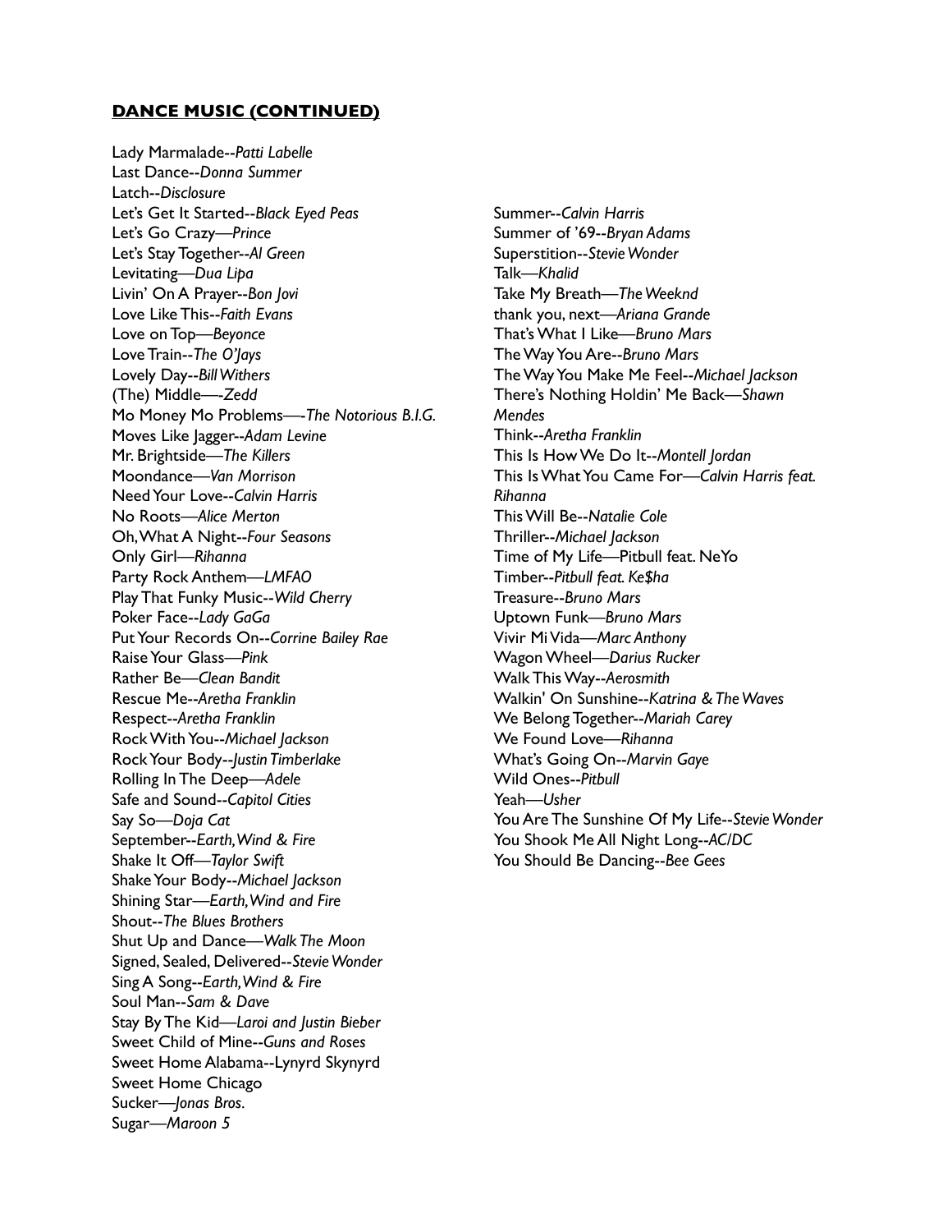**DANCE MUSIC (CONTINUED)**

Lady Marmalade--*Patti Labelle*
Last Dance--*Donna Summer*
Latch--*Disclosure*
Let's Get It Started--*Black Eyed Peas*
Let's Go Crazy—*Prince*
Let's Stay Together--*Al Green*
Levitating—*Dua Lipa*
Livin' On A Prayer--*Bon Jovi*
Love Like This--*Faith Evans*
Love on Top—*Beyonce*
Love Train--*The O'Jays*
Lovely Day--*Bill Withers*
(The) Middle—-*Zedd*
Mo Money Mo Problems—-*The Notorious B.I.G.*
Moves Like Jagger--*Adam Levine*
Mr. Brightside—*The Killers*
Moondance—*Van Morrison*
Need Your Love--*Calvin Harris*
No Roots—*Alice Merton*
Oh, What A Night--*Four Seasons*
Only Girl—*Rihanna*
Party Rock Anthem—*LMFAO*
Play That Funky Music--*Wild Cherry*
Poker Face--*Lady GaGa*
Put Your Records On--*Corrine Bailey Rae*
Raise Your Glass—*Pink*
Rather Be—*Clean Bandit*
Rescue Me--*Aretha Franklin*
Respect--*Aretha Franklin*
Rock With You--*Michael Jackson*
Rock Your Body--*Justin Timberlake*
Rolling In The Deep—*Adele*
Safe and Sound--*Capitol Cities*
Say So—*Doja Cat*
September--*Earth, Wind & Fire*
Shake It Off—*Taylor Swift*
Shake Your Body--*Michael Jackson*
Shining Star—*Earth, Wind and Fire*
Shout--*The Blues Brothers*
Shut Up and Dance—*Walk The Moon*
Signed, Sealed, Delivered--*Stevie Wonder*
Sing A Song--*Earth, Wind & Fire*
Soul Man--*Sam & Dave*
Stay By The Kid—*Laroi and Justin Bieber*
Sweet Child of Mine--*Guns and Roses*
Sweet Home Alabama--Lynyrd Skynyrd
Sweet Home Chicago
Sucker—*Jonas Bros.*
Sugar—*Maroon 5*
Summer--*Calvin Harris*
Summer of '69--*Bryan Adams*
Superstition--*Stevie Wonder*
Talk—*Khalid*
Take My Breath—*The Weeknd*
thank you, next—*Ariana Grande*
That's What I Like—*Bruno Mars*
The Way You Are--*Bruno Mars*
The Way You Make Me Feel--*Michael Jackson*
There's Nothing Holdin' Me Back—*Shawn Mendes*
Think--*Aretha Franklin*
This Is How We Do It--*Montell Jordan*
This Is What You Came For—*Calvin Harris feat. Rihanna*
This Will Be--*Natalie Cole*
Thriller--*Michael Jackson*
Time of My Life—Pitbull feat. NeYo
Timber--*Pitbull feat. Ke$ha*
Treasure--*Bruno Mars*
Uptown Funk—*Bruno Mars*
Vivir Mi Vida—*Marc Anthony*
Wagon Wheel—*Darius Rucker*
Walk This Way--*Aerosmith*
Walkin' On Sunshine--*Katrina & The Waves*
We Belong Together--*Mariah Carey*
We Found Love—*Rihanna*
What's Going On--*Marvin Gaye*
Wild Ones--*Pitbull*
Yeah—*Usher*
You Are The Sunshine Of My Life--*Stevie Wonder*
You Shook Me All Night Long--*AC/DC*
You Should Be Dancing--*Bee Gees*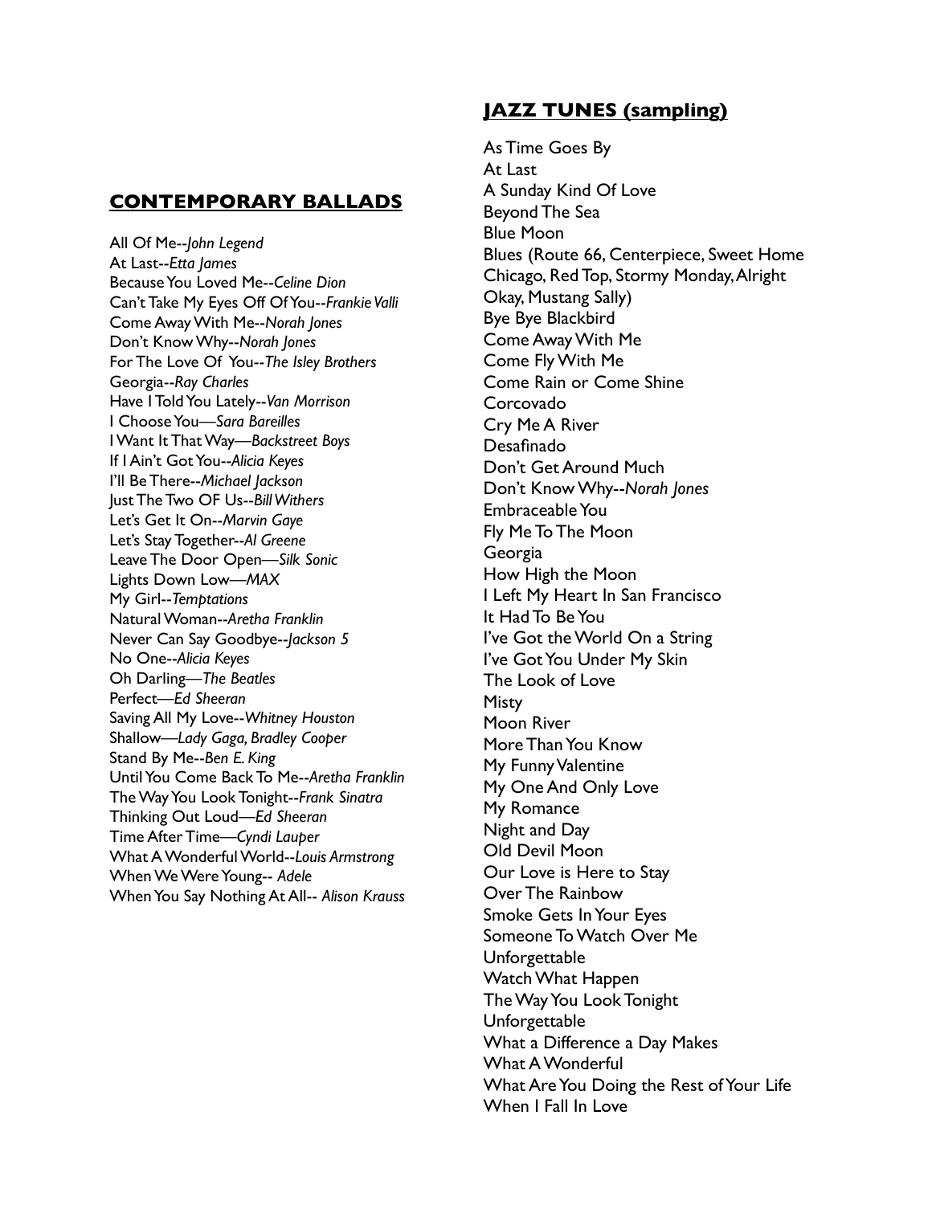## **CONTEMPORARY BALLADS**

All Of Me--*John Legend*
At Last--*Etta James*
Because You Loved Me--*Celine Dion*
Can't Take My Eyes Off Of You--*Frankie Valli*
Come Away With Me--*Norah Jones*
Don't Know Why--*Norah Jones*
For The Love Of You--*The Isley Brothers*
Georgia--*Ray Charles*
Have I Told You Lately--*Van Morrison*
I Choose You—*Sara Bareilles*
I Want It That Way—*Backstreet Boys*
If I Ain't Got You--*Alicia Keyes*
I'll Be There--*Michael Jackson*
Just The Two OF Us--*Bill Withers*
Let's Get It On--*Marvin Gaye*
Let's Stay Together--*Al Greene*
Leave The Door Open—*Silk Sonic*
Lights Down Low—*MAX*
My Girl--*Temptations*
Natural Woman--*Aretha Franklin*
Never Can Say Goodbye--*Jackson 5*
No One--*Alicia Keyes*
Oh Darling—*The Beatles*
Perfect—*Ed Sheeran*
Saving All My Love--*Whitney Houston*
Shallow—*Lady Gaga, Bradley Cooper*
Stand By Me--*Ben E. King*
Until You Come Back To Me--*Aretha Franklin*
The Way You Look Tonight--*Frank Sinatra*
Thinking Out Loud—*Ed Sheeran*
Time After Time—*Cyndi Lauper*
What A Wonderful World--*Louis Armstrong*
When We Were Young-- *Adele*
When You Say Nothing At All-- *Alison Krauss*

## **JAZZ TUNES (sampling)**

As Time Goes By
At Last
A Sunday Kind Of Love
Beyond The Sea
Blue Moon
Blues (Route 66, Centerpiece, Sweet Home Chicago, Red Top, Stormy Monday, Alright Okay, Mustang Sally)
Bye Bye Blackbird
Come Away With Me
Come Fly With Me
Come Rain or Come Shine
Corcovado
Cry Me A River
Desafinado
Don't Get Around Much
Don't Know Why--*Norah Jones*
Embraceable You
Fly Me To The Moon
Georgia
How High the Moon
I Left My Heart In San Francisco
It Had To Be You
I've Got the World On a String
I've Got You Under My Skin
The Look of Love
Misty
Moon River
More Than You Know
My Funny Valentine
My One And Only Love
My Romance
Night and Day
Old Devil Moon
Our Love is Here to Stay
Over The Rainbow
Smoke Gets In Your Eyes
Someone To Watch Over Me
Unforgettable
Watch What Happen
The Way You Look Tonight
Unforgettable
What a Difference a Day Makes
What A Wonderful
What Are You Doing the Rest of Your Life
When I Fall In Love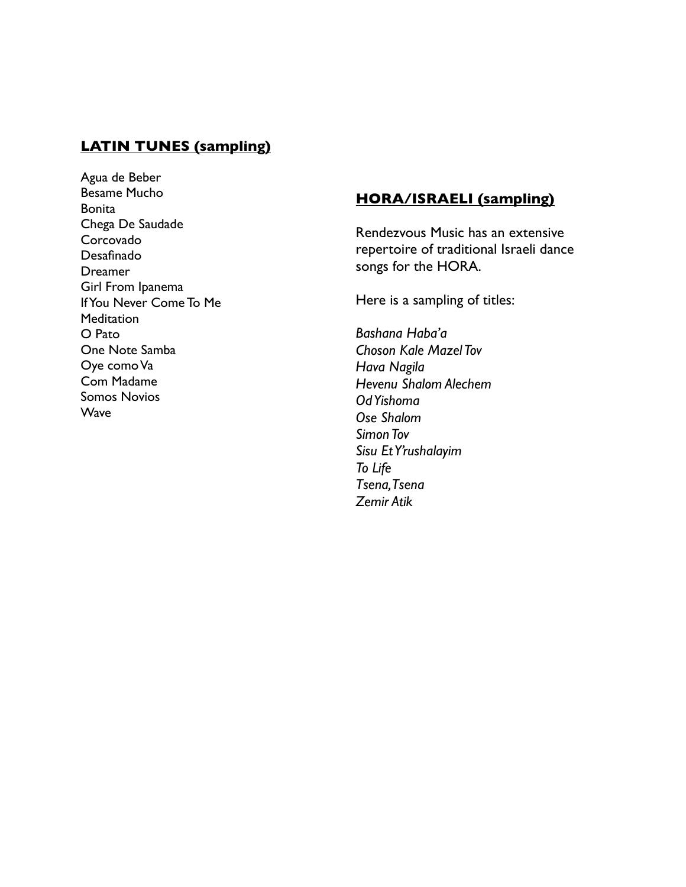## LATIN TUNES (sampling)

Agua de Beber
Besame Mucho
Bonita
Chega De Saudade
Corcovado
Desafinado
Dreamer
Girl From Ipanema
If You Never Come To Me
Meditation
O Pato
One Note Samba
Oye como Va
Com Madame
Somos Novios
Wave

## HORA/ISRAELI (sampling)

Rendezvous Music has an extensive repertoire of traditional Israeli dance songs for the HORA.

Here is a sampling of titles:

*Bashana Haba'a*
*Choson Kale Mazel Tov*
*Hava Nagila*
*Hevenu Shalom Alechem*
*Od Yishoma*
*Ose Shalom*
*Simon Tov*
*Sisu Et Y'rushalayim*
*To Life*
*Tsena, Tsena*
*Zemir Atik*